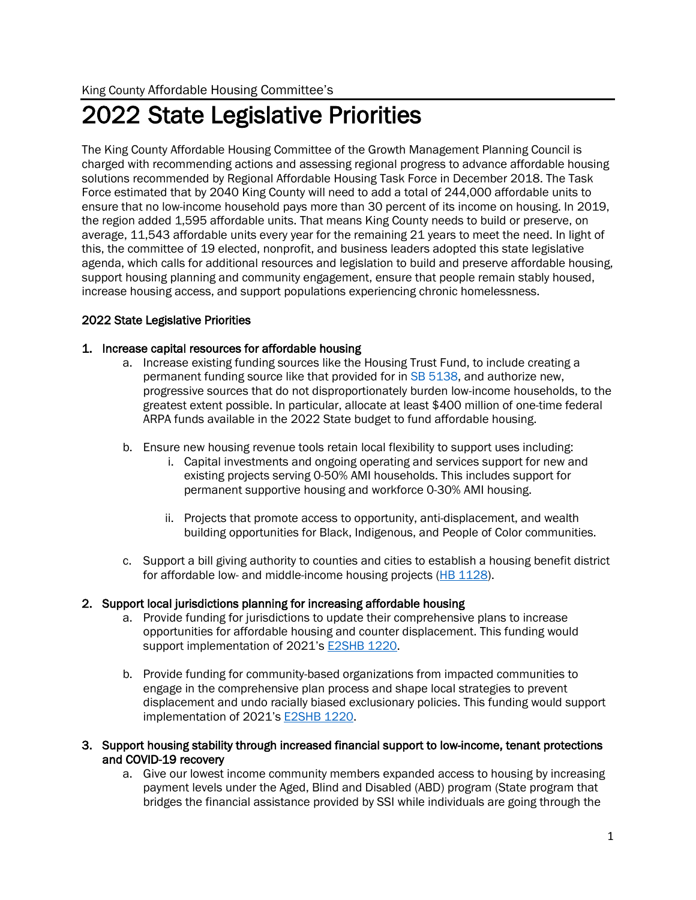King County Affordable Housing Committee's

# 2022 State Legislative Priorities

The King County Affordable Housing Committee of the Growth Management Planning Council is charged with recommending actions and assessing regional progress to advance affordable housing solutions recommended by Regional Affordable Housing Task Force in December 2018. The Task Force estimated that by 2040 King County will need to add a total of 244,000 affordable units to ensure that no low-income household pays more than 30 percent of its income on housing. In 2019, the region added 1,595 affordable units. That means King County needs to build or preserve, on average, 11,543 affordable units every year for the remaining 21 years to meet the need. In light of this, the committee of 19 elected, nonprofit, and business leaders adopted this state legislative agenda, which calls for additional resources and legislation to build and preserve affordable housing, support housing planning and community engagement, ensure that people remain stably housed, increase housing access, and support populations experiencing chronic homelessness.

## 2022 State Legislative Priorities

1. **Increase capital resources for affordable housing**
   a. Increase existing funding sources like the Housing Trust Fund, to include creating a permanent funding source like that provided for in SB 5138, and authorize new, progressive sources that do not disproportionately burden low-income households, to the greatest extent possible. In particular, allocate at least $400 million of one-time federal ARPA funds available in the 2022 State budget to fund affordable housing.

   b. Ensure new housing revenue tools retain local flexibility to support uses including:
      i. Capital investments and ongoing operating and services support for new and existing projects serving 0-50% AMI households. This includes support for permanent supportive housing and workforce 0-30% AMI housing.

      ii. Projects that promote access to opportunity, anti-displacement, and wealth building opportunities for Black, Indigenous, and People of Color communities.

   c. Support a bill giving authority to counties and cities to establish a housing benefit district for affordable low- and middle-income housing projects (HB 1128).

2. **Support local jurisdictions planning for increasing affordable housing**
   a. Provide funding for jurisdictions to update their comprehensive plans to increase opportunities for affordable housing and counter displacement. This funding would support implementation of 2021's E2SHB 1220.

   b. Provide funding for community-based organizations from impacted communities to engage in the comprehensive plan process and shape local strategies to prevent displacement and undo racially biased exclusionary policies. This funding would support implementation of 2021's E2SHB 1220.

3. **Support housing stability through increased financial support to low-income, tenant protections and COVID-19 recovery**
   a. Give our lowest income community members expanded access to housing by increasing payment levels under the Aged, Blind and Disabled (ABD) program (State program that bridges the financial assistance provided by SSI while individuals are going through the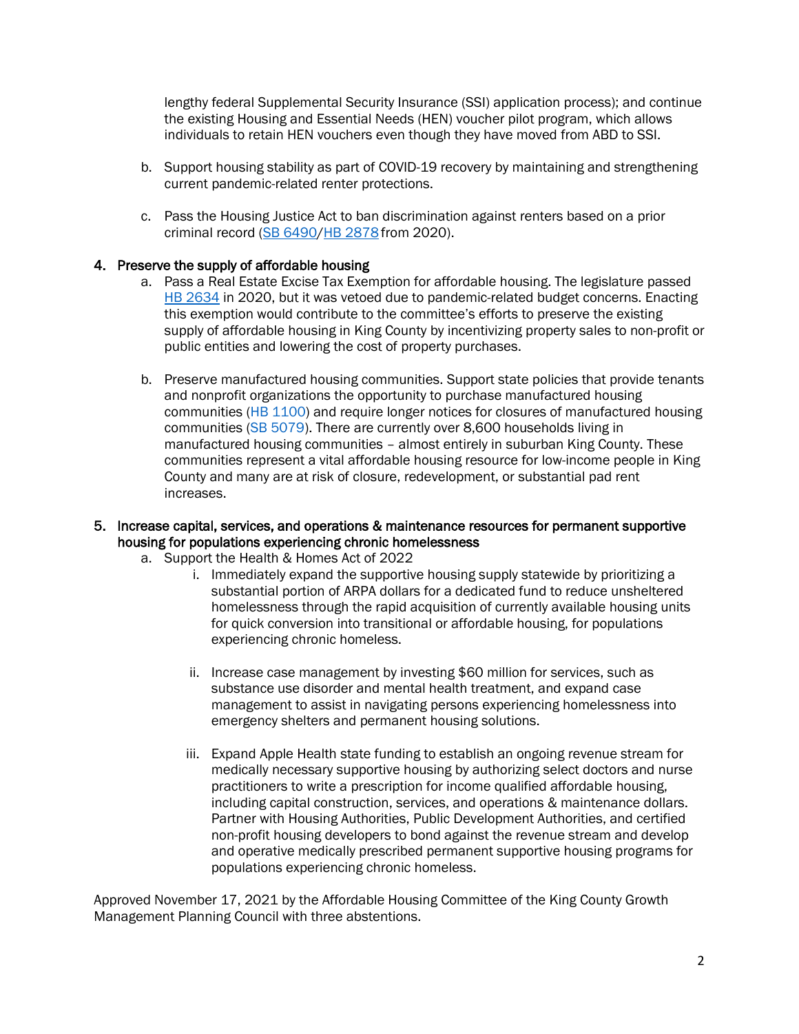lengthy federal Supplemental Security Insurance (SSI) application process); and continue the existing Housing and Essential Needs (HEN) voucher pilot program, which allows individuals to retain HEN vouchers even though they have moved from ABD to SSI.

b. Support housing stability as part of COVID-19 recovery by maintaining and strengthening current pandemic-related renter protections.

c. Pass the Housing Justice Act to ban discrimination against renters based on a prior criminal record (SB 6490/HB 2878 from 2020).

4. **Preserve the supply of affordable housing**
    a. Pass a Real Estate Excise Tax Exemption for affordable housing. The legislature passed HB 2634 in 2020, but it was vetoed due to pandemic-related budget concerns. Enacting this exemption would contribute to the committee's efforts to preserve the existing supply of affordable housing in King County by incentivizing property sales to non-profit or public entities and lowering the cost of property purchases.

    b. Preserve manufactured housing communities. Support state policies that provide tenants and nonprofit organizations the opportunity to purchase manufactured housing communities (HB 1100) and require longer notices for closures of manufactured housing communities (SB 5079). There are currently over 8,600 households living in manufactured housing communities – almost entirely in suburban King County. These communities represent a vital affordable housing resource for low-income people in King County and many are at risk of closure, redevelopment, or substantial pad rent increases.

5. **Increase capital, services, and operations & maintenance resources for permanent supportive housing for populations experiencing chronic homelessness**
    a. Support the Health & Homes Act of 2022
        i. Immediately expand the supportive housing supply statewide by prioritizing a substantial portion of ARPA dollars for a dedicated fund to reduce unsheltered homelessness through the rapid acquisition of currently available housing units for quick conversion into transitional or affordable housing, for populations experiencing chronic homeless.

        ii. Increase case management by investing $60 million for services, such as substance use disorder and mental health treatment, and expand case management to assist in navigating persons experiencing homelessness into emergency shelters and permanent housing solutions.

        iii. Expand Apple Health state funding to establish an ongoing revenue stream for medically necessary supportive housing by authorizing select doctors and nurse practitioners to write a prescription for income qualified affordable housing, including capital construction, services, and operations & maintenance dollars. Partner with Housing Authorities, Public Development Authorities, and certified non-profit housing developers to bond against the revenue stream and develop and operative medically prescribed permanent supportive housing programs for populations experiencing chronic homeless.

Approved November 17, 2021 by the Affordable Housing Committee of the King County Growth Management Planning Council with three abstentions.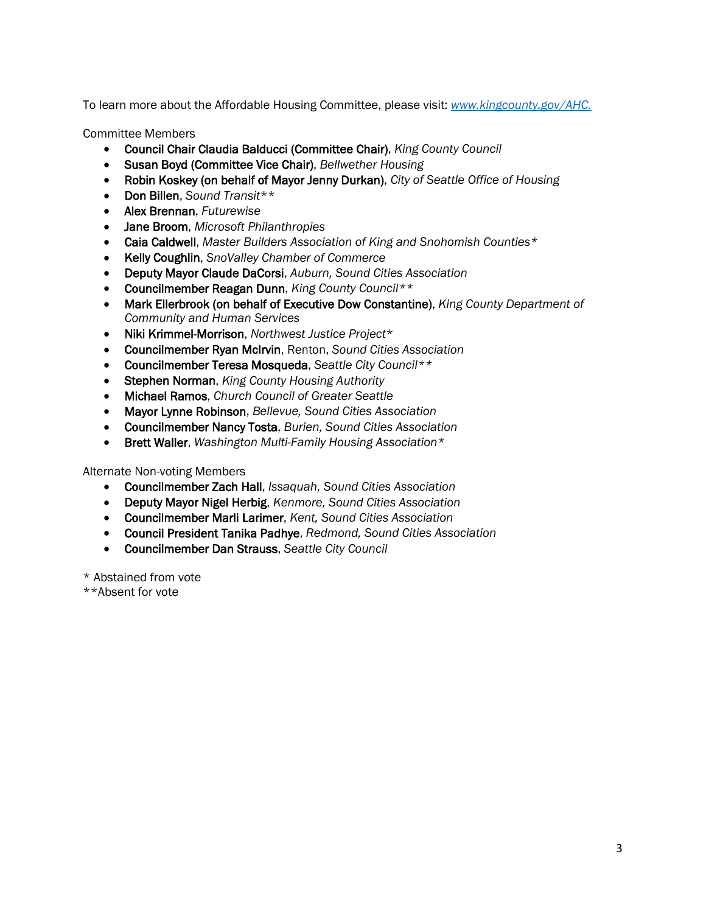To learn more about the Affordable Housing Committee, please visit: *[www.kingcounty.gov/AHC.](http://www.kingcounty.gov/AHC)*

Committee Members

- **Council Chair Claudia Balducci (Committee Chair)**, *King County Council*
- **Susan Boyd (Committee Vice Chair)**, *Bellwether Housing*
- **Robin Koskey (on behalf of Mayor Jenny Durkan)**, *City of Seattle Office of Housing*
- **Don Billen**, *Sound Transit***
- **Alex Brennan**, *Futurewise*
- **Jane Broom**, *Microsoft Philanthropies*
- **Caia Caldwell**, *Master Builders Association of King and Snohomish Counties**
- **Kelly Coughlin**, *SnoValley Chamber of Commerce*
- **Deputy Mayor Claude DaCorsi**, *Auburn, Sound Cities Association*
- **Councilmember Reagan Dunn**, *King County Council***
- **Mark Ellerbrook (on behalf of Executive Dow Constantine)**, *King County Department of Community and Human Services*
- **Niki Krimmel-Morrison**, *Northwest Justice Project**
- **Councilmember Ryan McIrvin**, Renton, *Sound Cities Association*
- **Councilmember Teresa Mosqueda**, *Seattle City Council***
- **Stephen Norman**, *King County Housing Authority*
- **Michael Ramos**, *Church Council of Greater Seattle*
- **Mayor Lynne Robinson**, *Bellevue, Sound Cities Association*
- **Councilmember Nancy Tosta**, *Burien, Sound Cities Association*
- **Brett Waller**, *Washington Multi-Family Housing Association**

Alternate Non-voting Members

- **Councilmember Zach Hall**, *Issaquah, Sound Cities Association*
- **Deputy Mayor Nigel Herbig**, *Kenmore, Sound Cities Association*
- **Councilmember Marli Larimer**, *Kent, Sound Cities Association*
- **Council President Tanika Padhye**, *Redmond, Sound Cities Association*
- **Councilmember Dan Strauss**, *Seattle City Council*

\* Abstained from vote
**Absent for vote